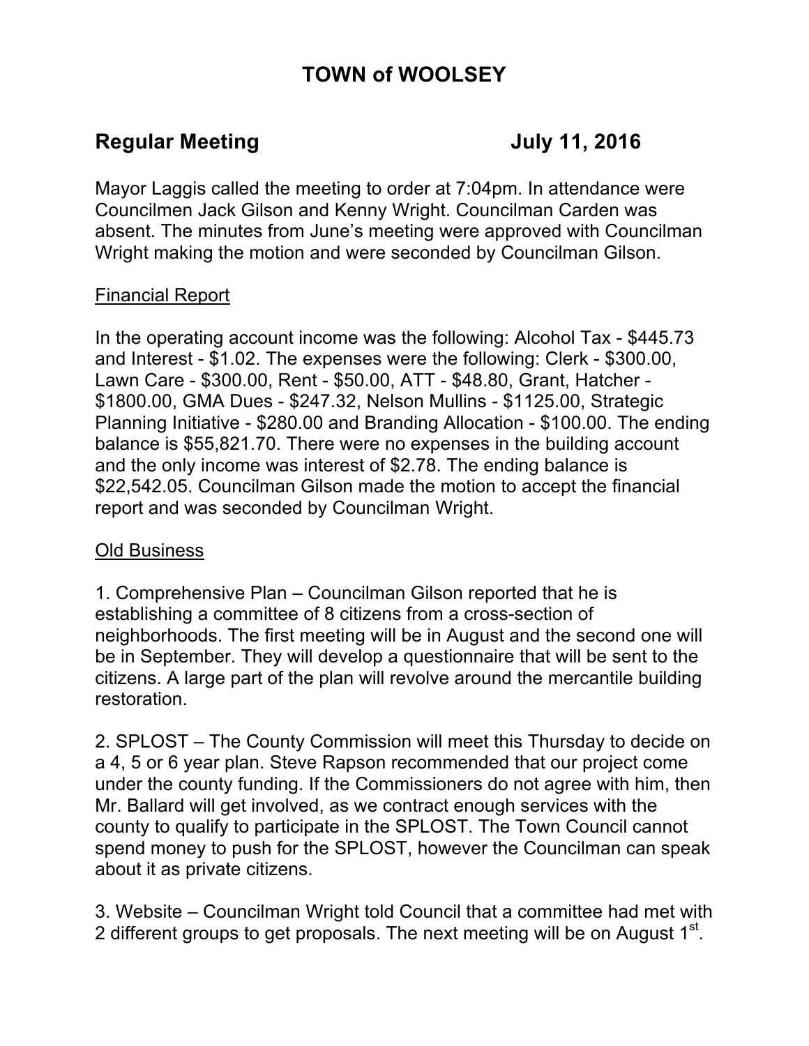# TOWN of WOOLSEY

## Regular Meeting July 11, 2016

Mayor Laggis called the meeting to order at 7:04pm. In attendance were Councilmen Jack Gilson and Kenny Wright. Councilman Carden was absent. The minutes from June's meeting were approved with Councilman Wright making the motion and were seconded by Councilman Gilson.

Financial Report

In the operating account income was the following: Alcohol Tax - $445.73 and Interest - $1.02. The expenses were the following: Clerk - $300.00, Lawn Care - $300.00, Rent - $50.00, ATT - $48.80, Grant, Hatcher - $1800.00, GMA Dues - $247.32, Nelson Mullins - $1125.00, Strategic Planning Initiative - $280.00 and Branding Allocation - $100.00. The ending balance is $55,821.70. There were no expenses in the building account and the only income was interest of $2.78. The ending balance is $22,542.05. Councilman Gilson made the motion to accept the financial report and was seconded by Councilman Wright.

Old Business

1. Comprehensive Plan – Councilman Gilson reported that he is establishing a committee of 8 citizens from a cross-section of neighborhoods. The first meeting will be in August and the second one will be in September. They will develop a questionnaire that will be sent to the citizens. A large part of the plan will revolve around the mercantile building restoration.

2. SPLOST – The County Commission will meet this Thursday to decide on a 4, 5 or 6 year plan. Steve Rapson recommended that our project come under the county funding. If the Commissioners do not agree with him, then Mr. Ballard will get involved, as we contract enough services with the county to qualify to participate in the SPLOST. The Town Council cannot spend money to push for the SPLOST, however the Councilman can speak about it as private citizens.

3. Website – Councilman Wright told Council that a committee had met with 2 different groups to get proposals. The next meeting will be on August 1st.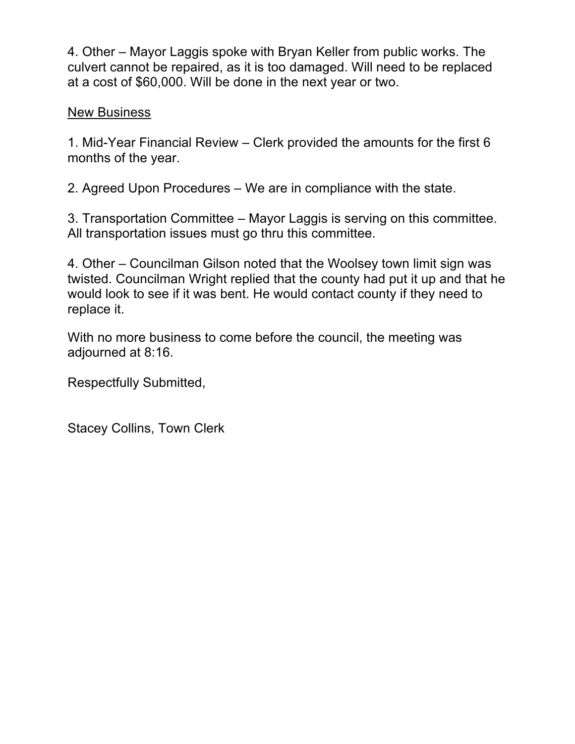4. Other – Mayor Laggis spoke with Bryan Keller from public works. The culvert cannot be repaired, as it is too damaged. Will need to be replaced at a cost of $60,000. Will be done in the next year or two.

<u>New Business</u>

1. Mid-Year Financial Review – Clerk provided the amounts for the first 6 months of the year.

2. Agreed Upon Procedures – We are in compliance with the state.

3. Transportation Committee – Mayor Laggis is serving on this committee. All transportation issues must go thru this committee.

4. Other – Councilman Gilson noted that the Woolsey town limit sign was twisted. Councilman Wright replied that the county had put it up and that he would look to see if it was bent. He would contact county if they need to replace it.

With no more business to come before the council, the meeting was adjourned at 8:16.

Respectfully Submitted,

Stacey Collins, Town Clerk